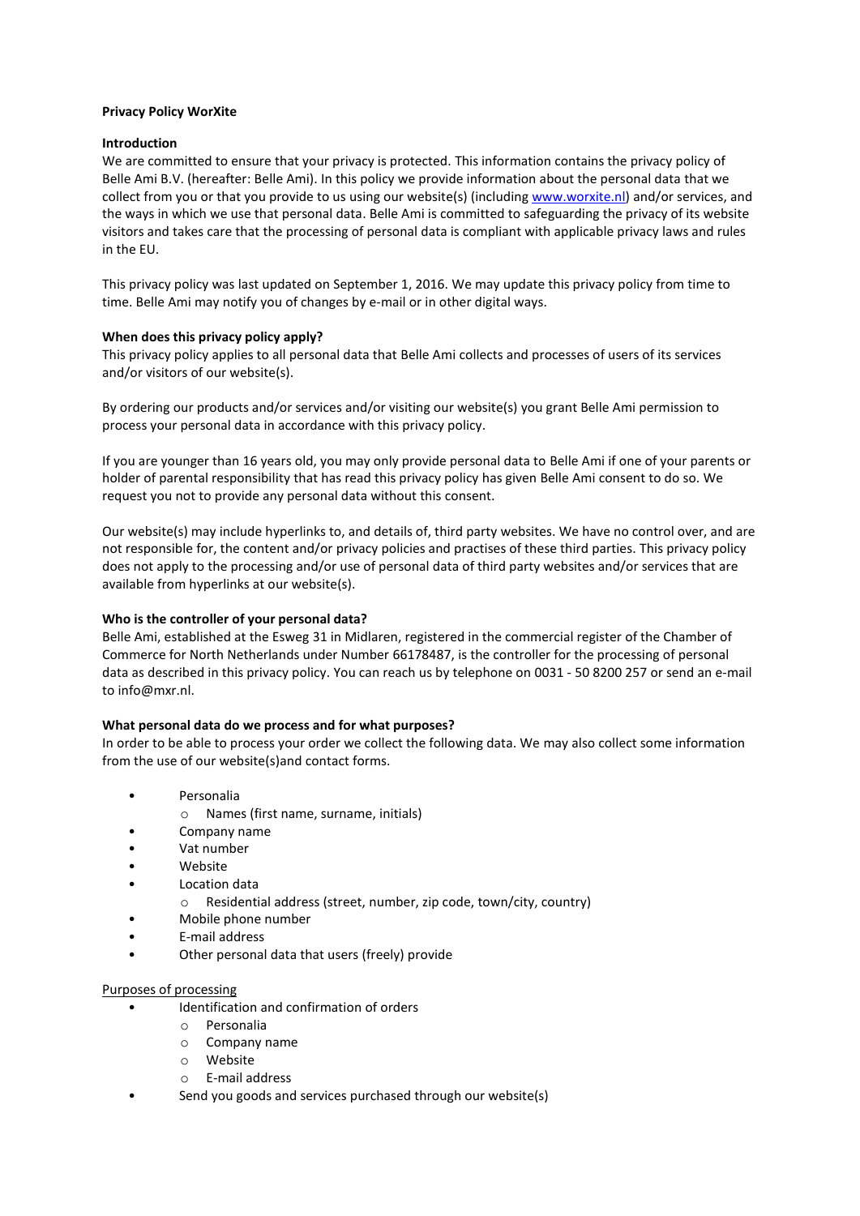**Privacy Policy WorXite**

**Introduction**

We are committed to ensure that your privacy is protected. This information contains the privacy policy of Belle Ami B.V. (hereafter: Belle Ami). In this policy we provide information about the personal data that we collect from you or that you provide to us using our website(s) (including [www.worxite.nl](http://www.worxite.nl)) and/or services, and the ways in which we use that personal data. Belle Ami is committed to safeguarding the privacy of its website visitors and takes care that the processing of personal data is compliant with applicable privacy laws and rules in the EU.

This privacy policy was last updated on September 1, 2016. We may update this privacy policy from time to time. Belle Ami may notify you of changes by e-mail or in other digital ways.

**When does this privacy policy apply?**

This privacy policy applies to all personal data that Belle Ami collects and processes of users of its services and/or visitors of our website(s).

By ordering our products and/or services and/or visiting our website(s) you grant Belle Ami permission to process your personal data in accordance with this privacy policy.

If you are younger than 16 years old, you may only provide personal data to Belle Ami if one of your parents or holder of parental responsibility that has read this privacy policy has given Belle Ami consent to do so. We request you not to provide any personal data without this consent.

Our website(s) may include hyperlinks to, and details of, third party websites. We have no control over, and are not responsible for, the content and/or privacy policies and practises of these third parties. This privacy policy does not apply to the processing and/or use of personal data of third party websites and/or services that are available from hyperlinks at our website(s).

**Who is the controller of your personal data?**

Belle Ami, established at the Esweg 31 in Midlaren, registered in the commercial register of the Chamber of Commerce for North Netherlands under Number 66178487, is the controller for the processing of personal data as described in this privacy policy. You can reach us by telephone on 0031 - 50 8200 257 or send an e-mail to info@mxr.nl.

**What personal data do we process and for what purposes?**

In order to be able to process your order we collect the following data. We may also collect some information from the use of our website(s)and contact forms.

- Personalia
  - Names (first name, surname, initials)
- Company name
- Vat number
- Website
- Location data
  - Residential address (street, number, zip code, town/city, country)
- Mobile phone number
- E-mail address
- Other personal data that users (freely) provide

<u>Purposes of processing</u>

- Identification and confirmation of orders
  - Personalia
  - Company name
  - Website
  - E-mail address
- Send you goods and services purchased through our website(s)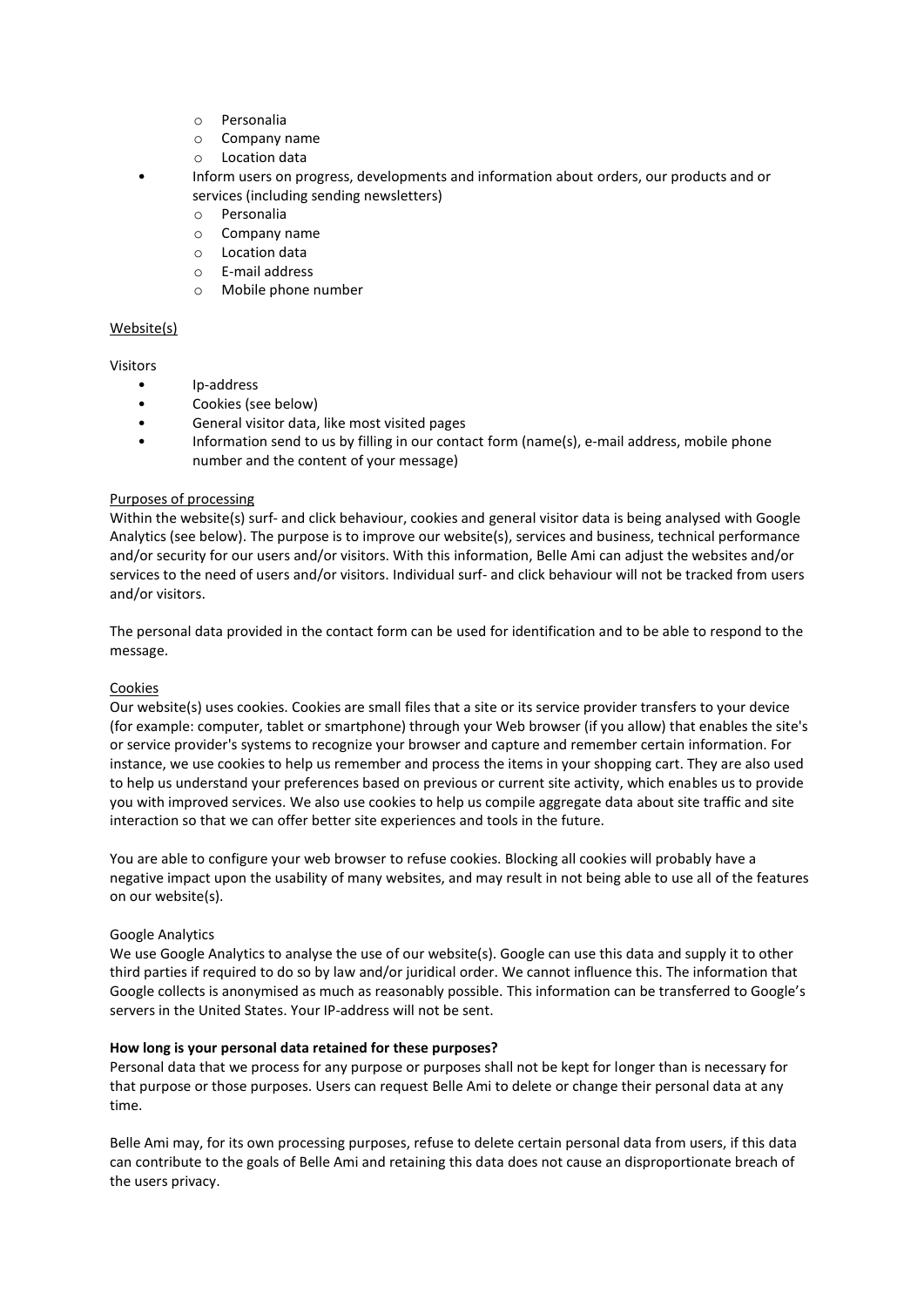- Personalia
  - Company name
  - Location data
- Inform users on progress, developments and information about orders, our products and or services (including sending newsletters)
  - Personalia
  - Company name
  - Location data
  - E-mail address
  - Mobile phone number

<u>Website(s)</u>

Visitors

- Ip-address
- Cookies (see below)
- General visitor data, like most visited pages
- Information send to us by filling in our contact form (name(s), e-mail address, mobile phone number and the content of your message)

<u>Purposes of processing</u>

Within the website(s) surf- and click behaviour, cookies and general visitor data is being analysed with Google Analytics (see below). The purpose is to improve our website(s), services and business, technical performance and/or security for our users and/or visitors. With this information, Belle Ami can adjust the websites and/or services to the need of users and/or visitors. Individual surf- and click behaviour will not be tracked from users and/or visitors.

The personal data provided in the contact form can be used for identification and to be able to respond to the message.

<u>Cookies</u>

Our website(s) uses cookies. Cookies are small files that a site or its service provider transfers to your device (for example: computer, tablet or smartphone) through your Web browser (if you allow) that enables the site's or service provider's systems to recognize your browser and capture and remember certain information. For instance, we use cookies to help us remember and process the items in your shopping cart. They are also used to help us understand your preferences based on previous or current site activity, which enables us to provide you with improved services. We also use cookies to help us compile aggregate data about site traffic and site interaction so that we can offer better site experiences and tools in the future.

You are able to configure your web browser to refuse cookies. Blocking all cookies will probably have a negative impact upon the usability of many websites, and may result in not being able to use all of the features on our website(s).

Google Analytics

We use Google Analytics to analyse the use of our website(s). Google can use this data and supply it to other third parties if required to do so by law and/or juridical order. We cannot influence this. The information that Google collects is anonymised as much as reasonably possible. This information can be transferred to Google's servers in the United States. Your IP-address will not be sent.

**How long is your personal data retained for these purposes?**

Personal data that we process for any purpose or purposes shall not be kept for longer than is necessary for that purpose or those purposes. Users can request Belle Ami to delete or change their personal data at any time.

Belle Ami may, for its own processing purposes, refuse to delete certain personal data from users, if this data can contribute to the goals of Belle Ami and retaining this data does not cause an disproportionate breach of the users privacy.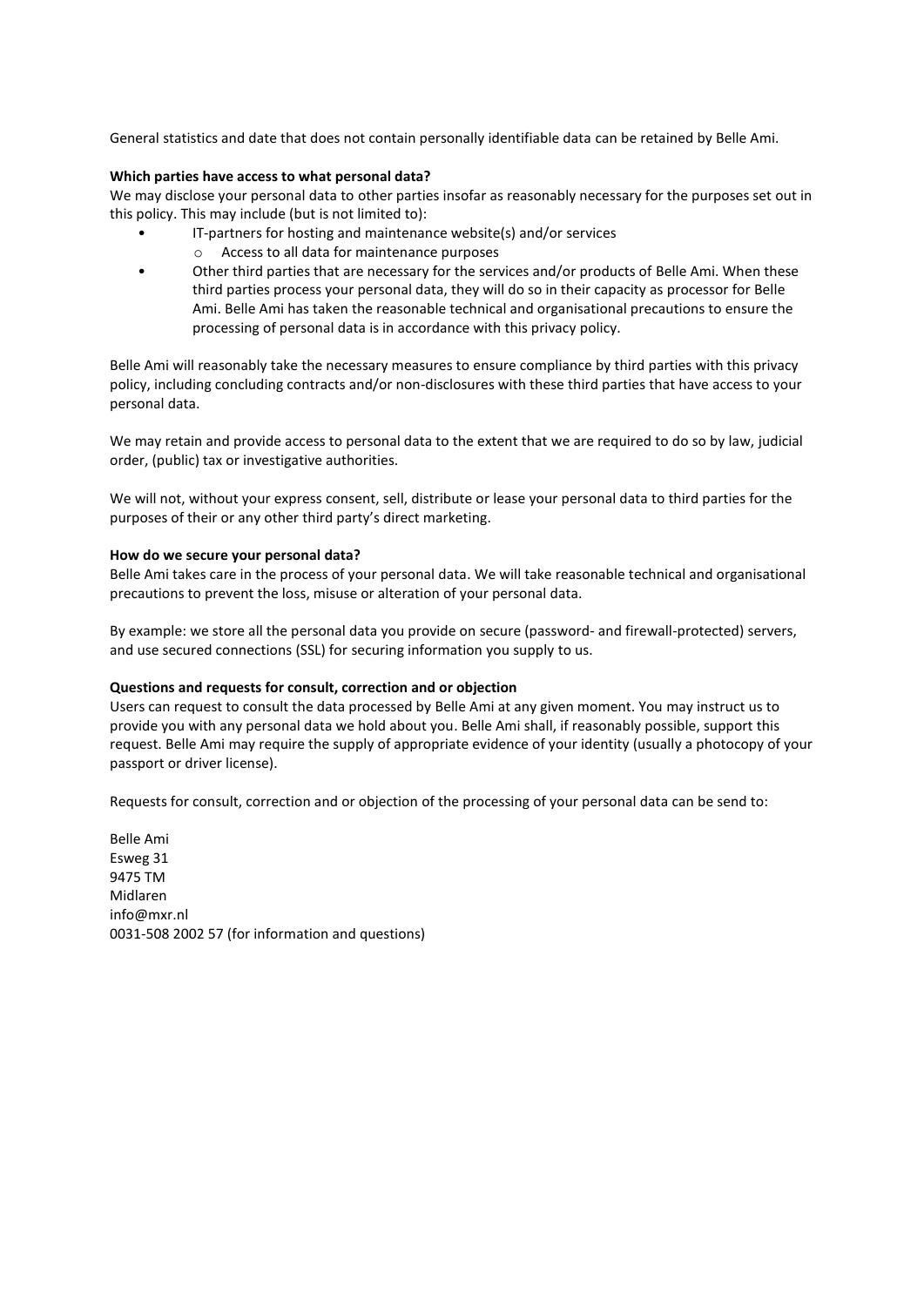General statistics and date that does not contain personally identifiable data can be retained by Belle Ami.

**Which parties have access to what personal data?**

We may disclose your personal data to other parties insofar as reasonably necessary for the purposes set out in this policy. This may include (but is not limited to):

- IT-partners for hosting and maintenance website(s) and/or services
    - Access to all data for maintenance purposes
- Other third parties that are necessary for the services and/or products of Belle Ami. When these third parties process your personal data, they will do so in their capacity as processor for Belle Ami. Belle Ami has taken the reasonable technical and organisational precautions to ensure the processing of personal data is in accordance with this privacy policy.

Belle Ami will reasonably take the necessary measures to ensure compliance by third parties with this privacy policy, including concluding contracts and/or non-disclosures with these third parties that have access to your personal data.

We may retain and provide access to personal data to the extent that we are required to do so by law, judicial order, (public) tax or investigative authorities.

We will not, without your express consent, sell, distribute or lease your personal data to third parties for the purposes of their or any other third party's direct marketing.

**How do we secure your personal data?**

Belle Ami takes care in the process of your personal data. We will take reasonable technical and organisational precautions to prevent the loss, misuse or alteration of your personal data.

By example: we store all the personal data you provide on secure (password- and firewall-protected) servers, and use secured connections (SSL) for securing information you supply to us.

**Questions and requests for consult, correction and or objection**

Users can request to consult the data processed by Belle Ami at any given moment. You may instruct us to provide you with any personal data we hold about you. Belle Ami shall, if reasonably possible, support this request. Belle Ami may require the supply of appropriate evidence of your identity (usually a photocopy of your passport or driver license).

Requests for consult, correction and or objection of the processing of your personal data can be send to:

Belle Ami  
Esweg 31  
9475 TM  
Midlaren  
info@mxr.nl  
0031-508 2002 57 (for information and questions)